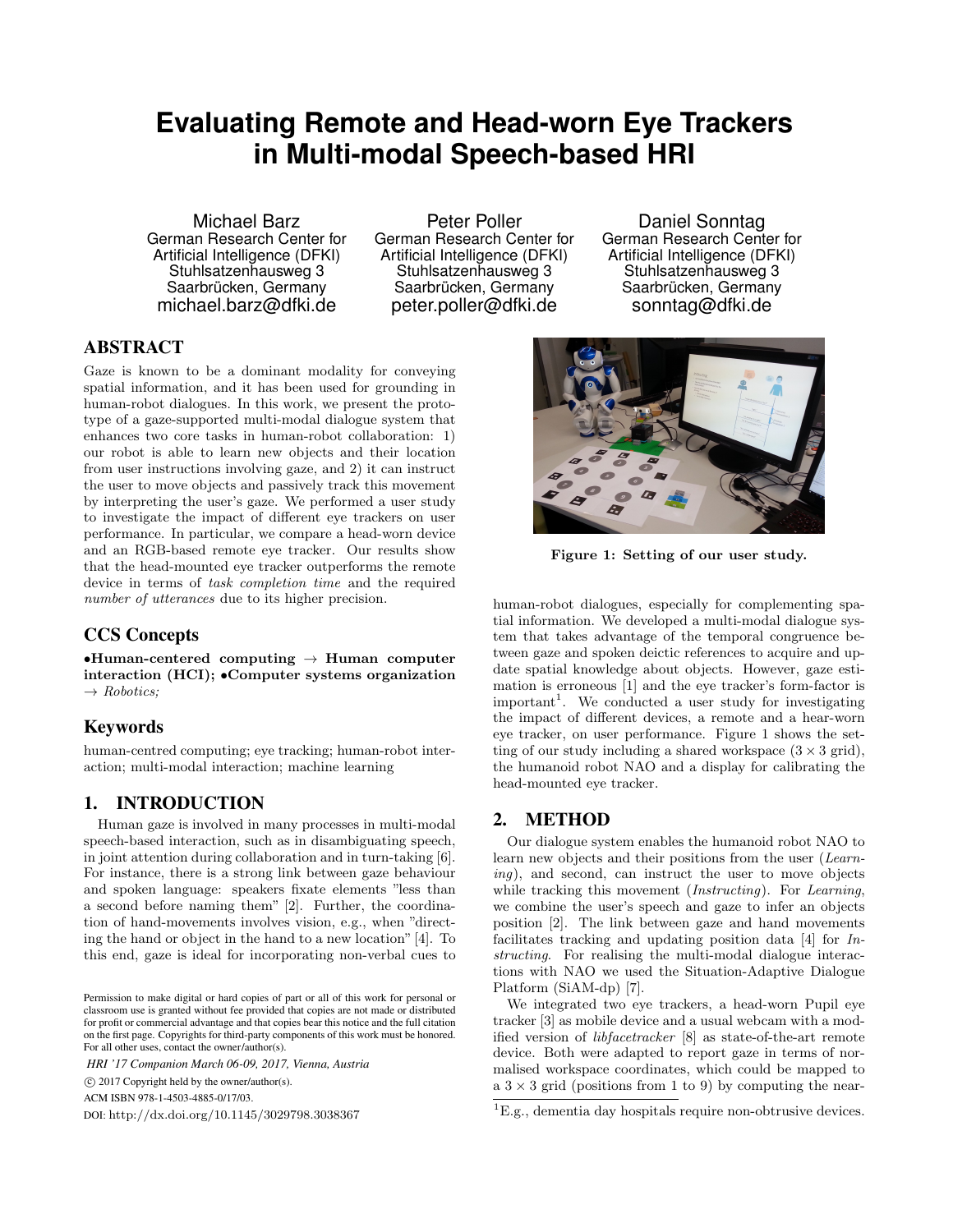# Evaluating Remote and Head-worn Eye Trackers in Multi-modal Speech-based HRI

Michael Barz
German Research Center for Artificial Intelligence (DFKI)
Stuhlsatzenhausweg 3
Saarbrücken, Germany
michael.barz@dfki.de

Peter Poller
German Research Center for Artificial Intelligence (DFKI)
Stuhlsatzenhausweg 3
Saarbrücken, Germany
peter.poller@dfki.de

Daniel Sonntag
German Research Center for Artificial Intelligence (DFKI)
Stuhlsatzenhausweg 3
Saarbrücken, Germany
sonntag@dfki.de

## ABSTRACT

Gaze is known to be a dominant modality for conveying spatial information, and it has been used for grounding in human-robot dialogues. In this work, we present the prototype of a gaze-supported multi-modal dialogue system that enhances two core tasks in human-robot collaboration: 1) our robot is able to learn new objects and their location from user instructions involving gaze, and 2) it can instruct the user to move objects and passively track this movement by interpreting the user's gaze. We performed a user study to investigate the impact of different eye trackers on user performance. In particular, we compare a head-worn device and an RGB-based remote eye tracker. Our results show that the head-mounted eye tracker outperforms the remote device in terms of *task completion time* and the required *number of utterances* due to its higher precision.

## CCS Concepts

•**Human-centered computing** → **Human computer interaction (HCI);** •**Computer systems organization** → *Robotics;*

## Keywords

human-centred computing; eye tracking; human-robot interaction; multi-modal interaction; machine learning

## 1. INTRODUCTION

Human gaze is involved in many processes in multi-modal speech-based interaction, such as in disambiguating speech, in joint attention during collaboration and in turn-taking [6]. For instance, there is a strong link between gaze behaviour and spoken language: speakers fixate elements "less than a second before naming them" [2]. Further, the coordination of hand-movements involves vision, e.g., when "directing the hand or object in the hand to a new location" [4]. To this end, gaze is ideal for incorporating non-verbal cues to human-robot dialogues, especially for complementing spatial information. We developed a multi-modal dialogue system that takes advantage of the temporal congruence between gaze and spoken deictic references to acquire and update spatial knowledge about objects. However, gaze estimation is erroneous [1] and the eye tracker's form-factor is important[1]. We conducted a user study for investigating the impact of different devices, a remote and a hear-worn eye tracker, on user performance. Figure 1 shows the setting of our study including a shared workspace ($3 \times 3$ grid), the humanoid robot NAO and a display for calibrating the head-mounted eye tracker.

Figure 1: Setting of our user study.

## 2. METHOD

Our dialogue system enables the humanoid robot NAO to learn new objects and their positions from the user (*Learning*), and second, can instruct the user to move objects while tracking this movement (*Instructing*). For *Learning*, we combine the user's speech and gaze to infer an objects position [2]. The link between gaze and hand movements facilitates tracking and updating position data [4] for *Instructing*. For realising the multi-modal dialogue interactions with NAO we used the Situation-Adaptive Dialogue Platform (SiAM-dp) [7].

We integrated two eye trackers, a head-worn Pupil eye tracker [3] as mobile device and a usual webcam with a modified version of *libfacetracker* [8] as state-of-the-art remote device. Both were adapted to report gaze in terms of normalised workspace coordinates, which could be mapped to a $3 \times 3$ grid (positions from 1 to 9) by computing the near-

[1] E.g., dementia day hospitals require non-obtrusive devices.

Permission to make digital or hard copies of part or all of this work for personal or classroom use is granted without fee provided that copies are not made or distributed for profit or commercial advantage and that copies bear this notice and the full citation on the first page. Copyrights for third-party components of this work must be honored. For all other uses, contact the owner/author(s).

*HRI '17 Companion March 06-09, 2017, Vienna, Austria*

© 2017 Copyright held by the owner/author(s).

ACM ISBN 978-1-4503-4885-0/17/03.

DOI: http://dx.doi.org/10.1145/3029798.3038367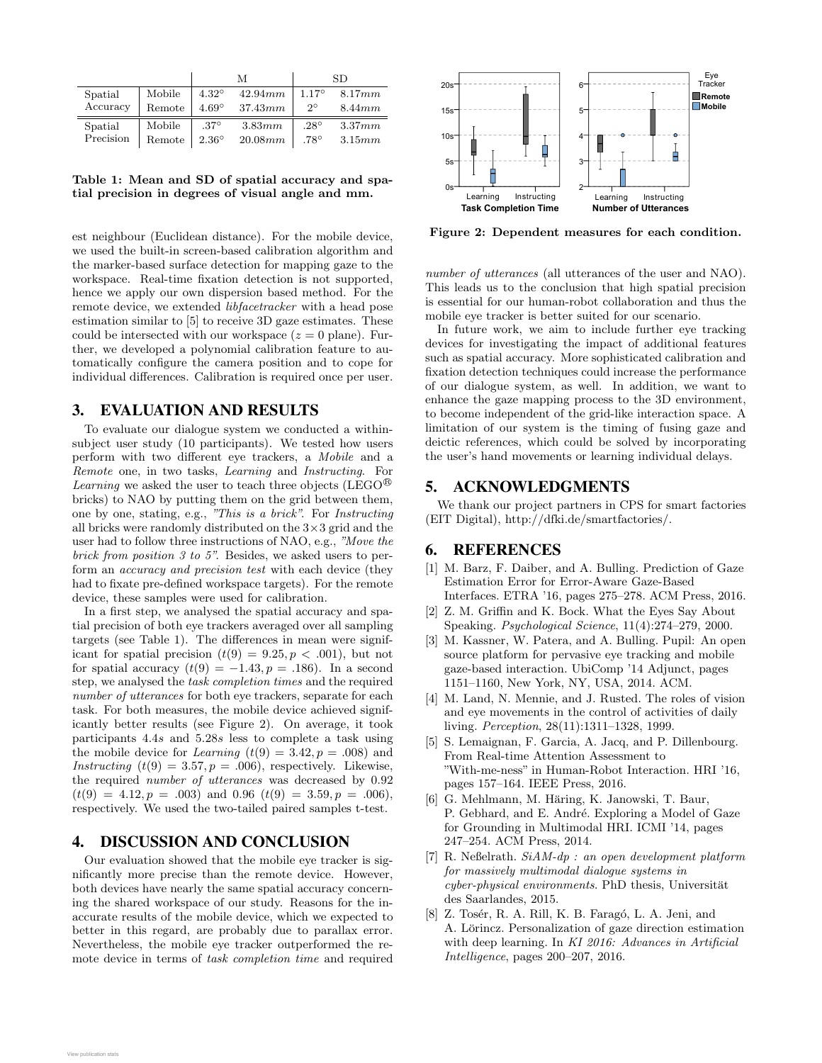| | | M | | SD | |
|---|---|---|---|---|---|
| Spatial Accuracy | Mobile | 4.32° | $42.94mm$ | 1.17° | $8.17mm$ |
| | Remote | 4.69° | $37.43mm$ | 2° | $8.44mm$ |
| Spatial Precision | Mobile | .37° | $3.83mm$ | .28° | $3.37mm$ |
| | Remote | 2.36° | $20.08mm$ | .78° | $3.15mm$ |

**Table 1: Mean and SD of spatial accuracy and spatial precision in degrees of visual angle and mm.**

est neighbour (Euclidean distance). For the mobile device, we used the built-in screen-based calibration algorithm and the marker-based surface detection for mapping gaze to the workspace. Real-time fixation detection is not supported, hence we apply our own dispersion based method. For the remote device, we extended *libfacetracker* with a head pose estimation similar to [5] to receive 3D gaze estimates. These could be intersected with our workspace ($z = 0$ plane). Further, we developed a polynomial calibration feature to automatically configure the camera position and to cope for individual differences. Calibration is required once per user.

## 3. EVALUATION AND RESULTS

To evaluate our dialogue system we conducted a within-subject user study (10 participants). We tested how users perform with two different eye trackers, a *Mobile* and a *Remote* one, in two tasks, *Learning* and *Instructing*. For *Learning* we asked the user to teach three objects (LEGO® bricks) to NAO by putting them on the grid between them, one by one, stating, e.g., *"This is a brick"*. For *Instructing* all bricks were randomly distributed on the 3×3 grid and the user had to follow three instructions of NAO, e.g., *"Move the brick from position 3 to 5"*. Besides, we asked users to perform an *accuracy and precision test* with each device (they had to fixate pre-defined workspace targets). For the remote device, these samples were used for calibration.

In a first step, we analysed the spatial accuracy and spatial precision of both eye trackers averaged over all sampling targets (see Table 1). The differences in mean were significant for spatial precision ($t(9) = 9.25, p < .001$), but not for spatial accuracy ($t(9) = -1.43, p = .186$). In a second step, we analysed the *task completion times* and the required *number of utterances* for both eye trackers, separate for each task. For both measures, the mobile device achieved significantly better results (see Figure 2). On average, it took participants 4.4*s* and 5.28*s* less to complete a task using the mobile device for *Learning* ($t(9) = 3.42, p = .008$) and *Instructing* ($t(9) = 3.57, p = .006$), respectively. Likewise, the required *number of utterances* was decreased by 0.92 ($t(9) = 4.12, p = .003$) and 0.96 ($t(9) = 3.59, p = .006$), respectively. We used the two-tailed paired samples t-test.

## 4. DISCUSSION AND CONCLUSION

Our evaluation showed that the mobile eye tracker is significantly more precise than the remote device. However, both devices have nearly the same spatial accuracy concerning the shared workspace of our study. Reasons for the inaccurate results of the mobile device, which we expected to better in this regard, are probably due to parallax error. Nevertheless, the mobile eye tracker outperformed the remote device in terms of *task completion time* and required

Eye Tracker
Remote
Mobile
20s
15s
10s
5s
0s
Learning
Instructing
Task Completion Time
6
5
4
3
2
Learning
Instructing
Number of Utterances

**Figure 2: Dependent measures for each condition.**

*number of utterances* (all utterances of the user and NAO). This leads us to the conclusion that high spatial precision is essential for our human-robot collaboration and thus the mobile eye tracker is better suited for our scenario.

In future work, we aim to include further eye tracking devices for investigating the impact of additional features such as spatial accuracy. More sophisticated calibration and fixation detection techniques could increase the performance of our dialogue system, as well. In addition, we want to enhance the gaze mapping process to the 3D environment, to become independent of the grid-like interaction space. A limitation of our system is the timing of fusing gaze and deictic references, which could be solved by incorporating the user's hand movements or learning individual delays.

## 5. ACKNOWLEDGMENTS

We thank our project partners in CPS for smart factories (EIT Digital), http://dfki.de/smartfactories/.

## 6. REFERENCES

[1] M. Barz, F. Daiber, and A. Bulling. Prediction of Gaze Estimation Error for Error-Aware Gaze-Based Interfaces. ETRA '16, pages 275–278. ACM Press, 2016.

[2] Z. M. Griffin and K. Bock. What the Eyes Say About Speaking. *Psychological Science*, 11(4):274–279, 2000.

[3] M. Kassner, W. Patera, and A. Bulling. Pupil: An open source platform for pervasive eye tracking and mobile gaze-based interaction. UbiComp '14 Adjunct, pages 1151–1160, New York, NY, USA, 2014. ACM.

[4] M. Land, N. Mennie, and J. Rusted. The roles of vision and eye movements in the control of activities of daily living. *Perception*, 28(11):1311–1328, 1999.

[5] S. Lemaignan, F. Garcia, A. Jacq, and P. Dillenbourg. From Real-time Attention Assessment to "With-me-ness" in Human-Robot Interaction. HRI '16, pages 157–164. IEEE Press, 2016.

[6] G. Mehlmann, M. Häring, K. Janowski, T. Baur, P. Gebhard, and E. André. Exploring a Model of Gaze for Grounding in Multimodal HRI. ICMI '14, pages 247–254. ACM Press, 2014.

[7] R. Neßelrath. *SiAM-dp : an open development platform for massively multimodal dialogue systems in cyber-physical environments*. PhD thesis, Universität des Saarlandes, 2015.

[8] Z. Tosér, R. A. Rill, K. B. Faragó, L. A. Jeni, and A. Lörincz. Personalization of gaze direction estimation with deep learning. In *KI 2016: Advances in Artificial Intelligence*, pages 200–207, 2016.